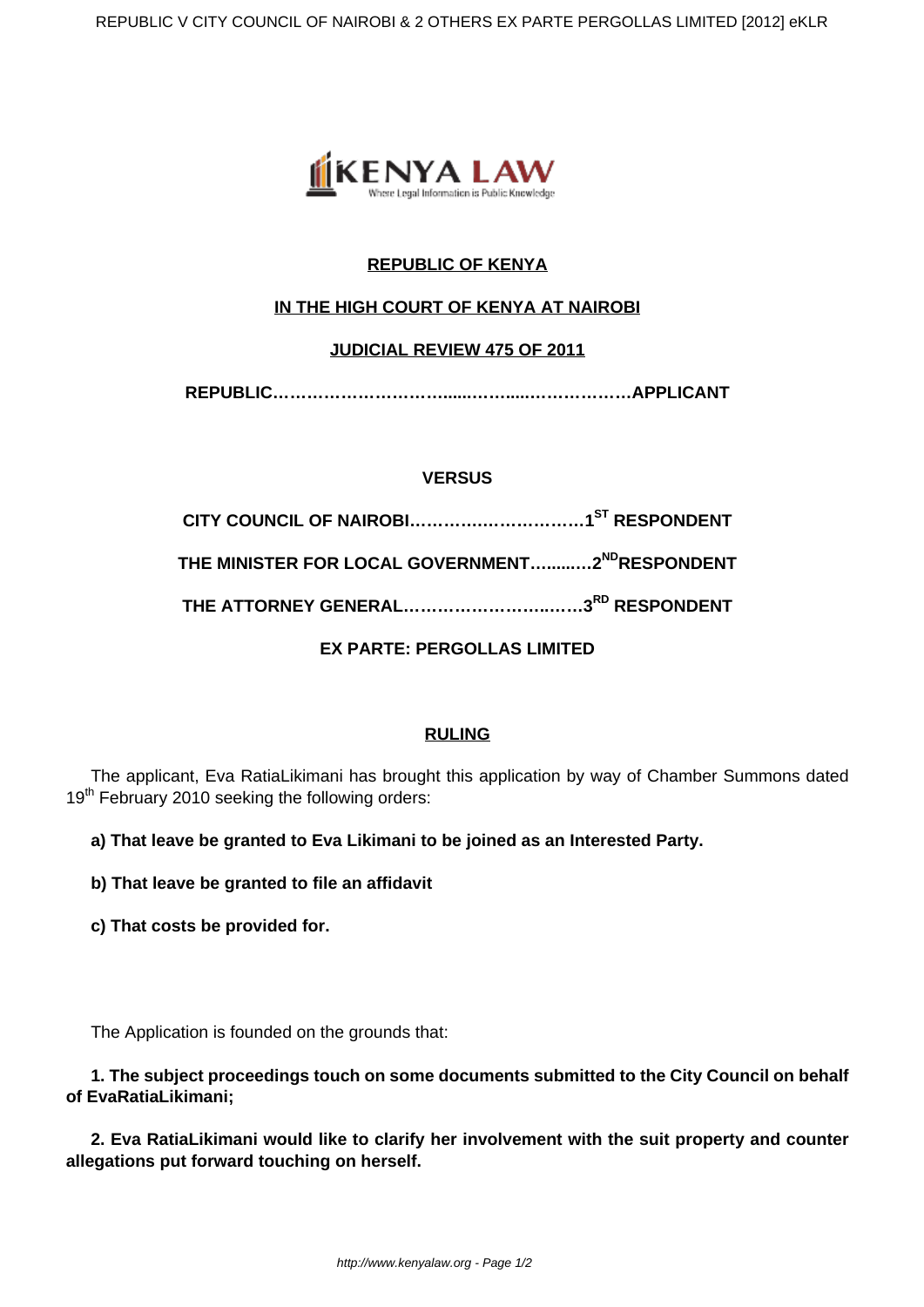**REPUBLIC OF KENYA**

**IN THE HIGH COURT OF KENYA AT NAIROBI**

**JUDICIAL REVIEW 475 OF 2011**

**REPUBLIC………………………….....……....………………APPLICANT**

**VERSUS**

**CITY COUNCIL OF NAIROBI…………………………1ST RESPONDENT**

**THE MINISTER FOR LOCAL GOVERNMENT…......….2ND RESPONDENT**

**THE ATTORNEY GENERAL…………………….……3RD RESPONDENT**

**EX PARTE: PERGOLLAS LIMITED**

**RULING**

The applicant, Eva RatiaLikimani has brought this application by way of Chamber Summons dated 19th February 2010 seeking the following orders:

**a) That leave be granted to Eva Likimani to be joined as an Interested Party.**

**b) That leave be granted to file an affidavit**

**c) That costs be provided for.**

The Application is founded on the grounds that:

**1. The subject proceedings touch on some documents submitted to the City Council on behalf of EvaRatiaLikimani;**

**2. Eva RatiaLikimani would like to clarify her involvement with the suit property and counter allegations put forward touching on herself.**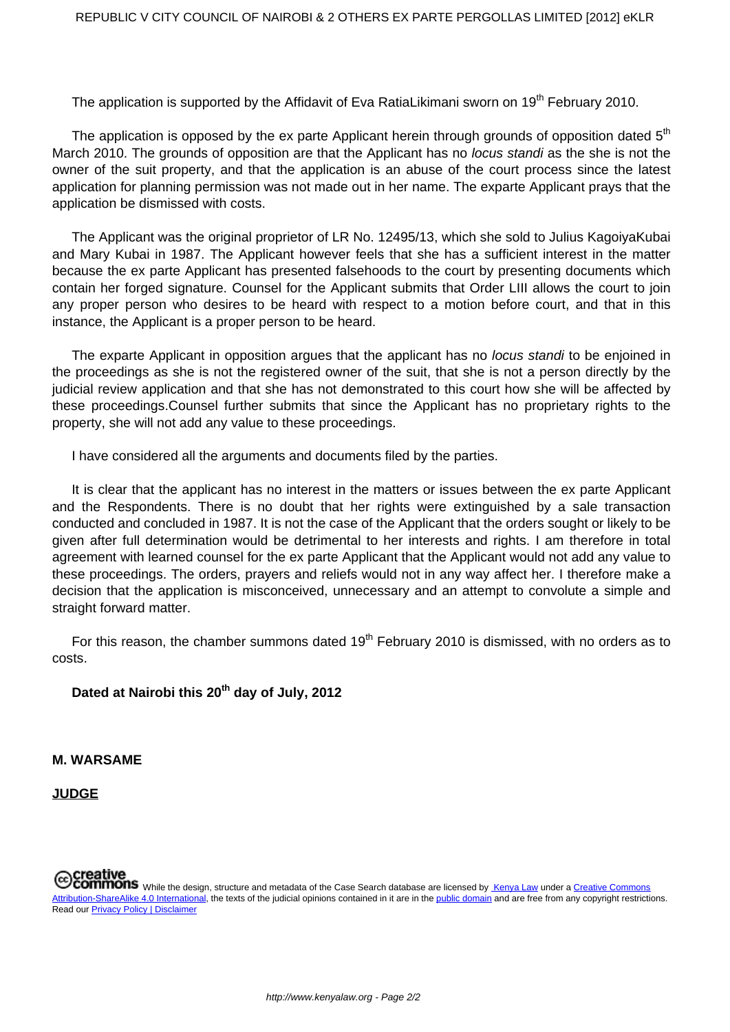The application is supported by the Affidavit of Eva RatiaLikimani sworn on 19th February 2010.

The application is opposed by the ex parte Applicant herein through grounds of opposition dated 5th March 2010. The grounds of opposition are that the Applicant has no *locus standi* as the she is not the owner of the suit property, and that the application is an abuse of the court process since the latest application for planning permission was not made out in her name. The exparte Applicant prays that the application be dismissed with costs.

The Applicant was the original proprietor of LR No. 12495/13, which she sold to Julius KagoiyaKubai and Mary Kubai in 1987. The Applicant however feels that she has a sufficient interest in the matter because the ex parte Applicant has presented falsehoods to the court by presenting documents which contain her forged signature. Counsel for the Applicant submits that Order LIII allows the court to join any proper person who desires to be heard with respect to a motion before court, and that in this instance, the Applicant is a proper person to be heard.

The exparte Applicant in opposition argues that the applicant has no *locus standi* to be enjoined in the proceedings as she is not the registered owner of the suit, that she is not a person directly by the judicial review application and that she has not demonstrated to this court how she will be affected by these proceedings.Counsel further submits that since the Applicant has no proprietary rights to the property, she will not add any value to these proceedings.

I have considered all the arguments and documents filed by the parties.

It is clear that the applicant has no interest in the matters or issues between the ex parte Applicant and the Respondents. There is no doubt that her rights were extinguished by a sale transaction conducted and concluded in 1987. It is not the case of the Applicant that the orders sought or likely to be given after full determination would be detrimental to her interests and rights. I am therefore in total agreement with learned counsel for the ex parte Applicant that the Applicant would not add any value to these proceedings. The orders, prayers and reliefs would not in any way affect her. I therefore make a decision that the application is misconceived, unnecessary and an attempt to convolute a simple and straight forward matter.

For this reason, the chamber summons dated 19th February 2010 is dismissed, with no orders as to costs.

**Dated at Nairobi this 20th day of July, 2012**

**M. WARSAME**

**JUDGE**

While the design, structure and metadata of the Case Search database are licensed by Kenya Law under a Creative Commons Attribution-ShareAlike 4.0 International, the texts of the judicial opinions contained in it are in the public domain and are free from any copyright restrictions. Read our Privacy Policy | Disclaimer